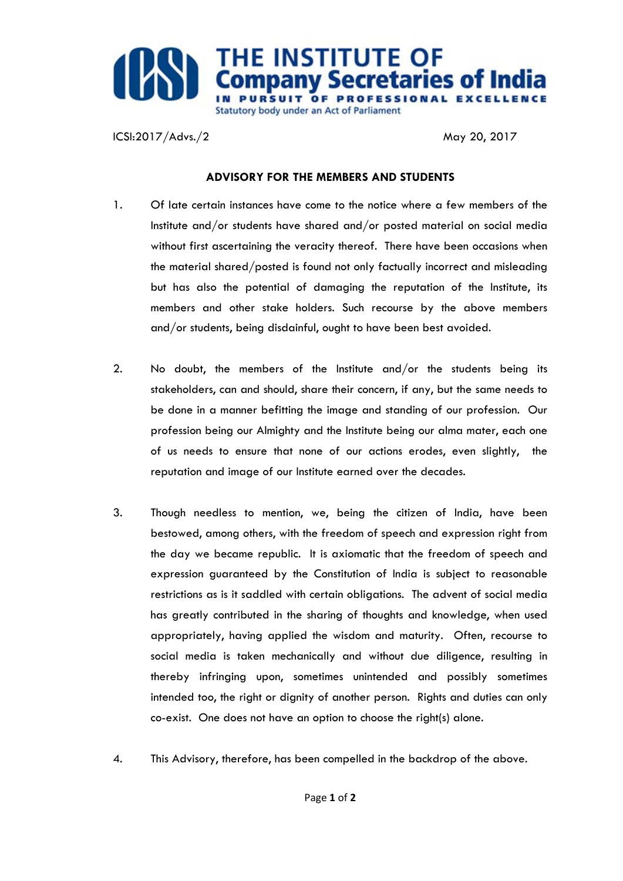# THE INSTITUTE OF Company Secretaries of India

IN PURSUIT OF PROFESSIONAL EXCELLENCE

Statutory body under an Act of Parliament

ICSI:2017/Advs./2 May 20, 2017

**ADVISORY FOR THE MEMBERS AND STUDENTS**

1. Of late certain instances have come to the notice where a few members of the Institute and/or students have shared and/or posted material on social media without first ascertaining the veracity thereof. There have been occasions when the material shared/posted is found not only factually incorrect and misleading but has also the potential of damaging the reputation of the Institute, its members and other stake holders. Such recourse by the above members and/or students, being disdainful, ought to have been best avoided.

2. No doubt, the members of the Institute and/or the students being its stakeholders, can and should, share their concern, if any, but the same needs to be done in a manner befitting the image and standing of our profession. Our profession being our Almighty and the Institute being our alma mater, each one of us needs to ensure that none of our actions erodes, even slightly, the reputation and image of our Institute earned over the decades.

3. Though needless to mention, we, being the citizen of India, have been bestowed, among others, with the freedom of speech and expression right from the day we became republic. It is axiomatic that the freedom of speech and expression guaranteed by the Constitution of India is subject to reasonable restrictions as is it saddled with certain obligations. The advent of social media has greatly contributed in the sharing of thoughts and knowledge, when used appropriately, having applied the wisdom and maturity. Often, recourse to social media is taken mechanically and without due diligence, resulting in thereby infringing upon, sometimes unintended and possibly sometimes intended too, the right or dignity of another person. Rights and duties can only co-exist. One does not have an option to choose the right(s) alone.

4. This Advisory, therefore, has been compelled in the backdrop of the above.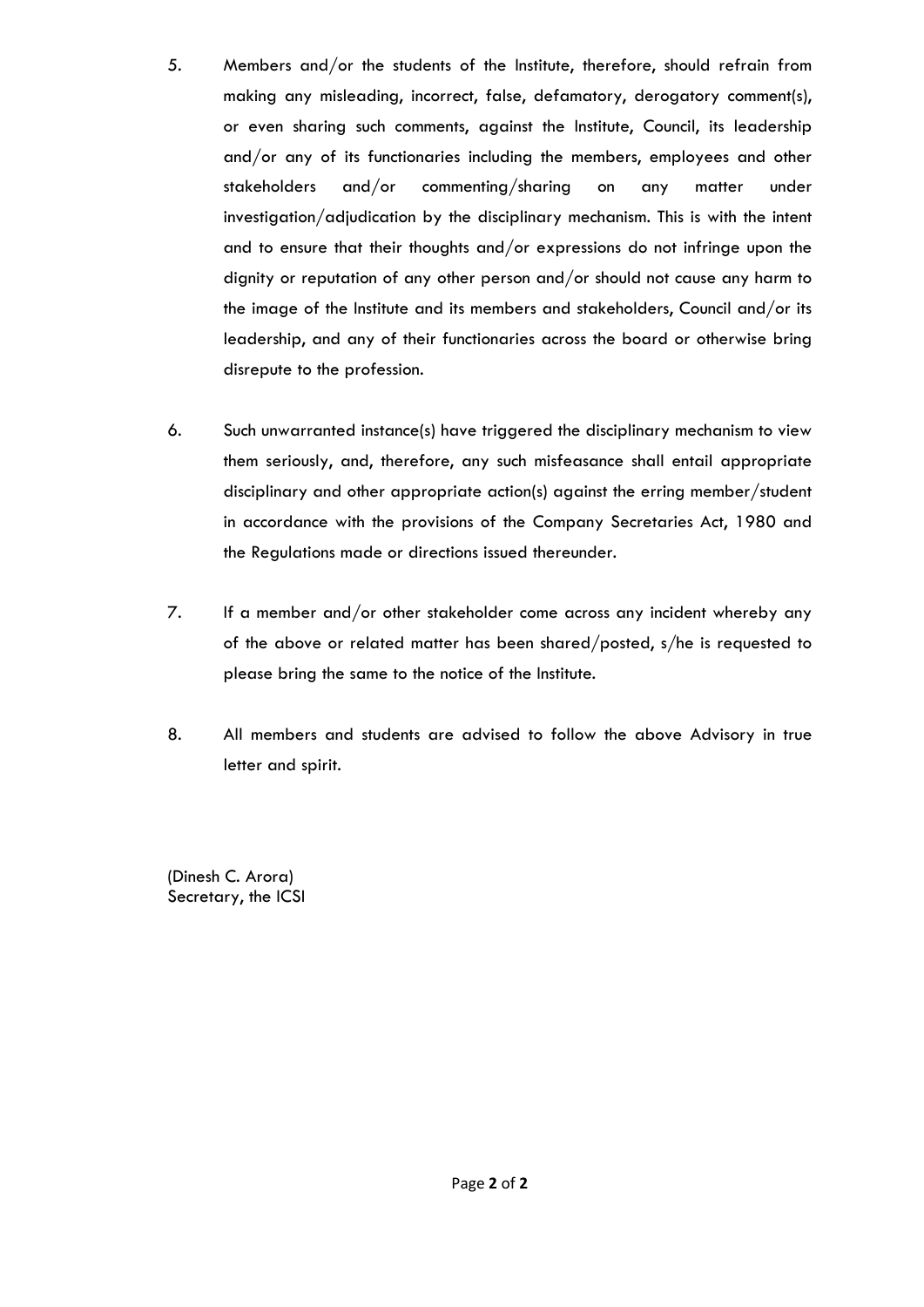5. Members and/or the students of the Institute, therefore, should refrain from making any misleading, incorrect, false, defamatory, derogatory comment(s), or even sharing such comments, against the Institute, Council, its leadership and/or any of its functionaries including the members, employees and other stakeholders and/or commenting/sharing on any matter under investigation/adjudication by the disciplinary mechanism. This is with the intent and to ensure that their thoughts and/or expressions do not infringe upon the dignity or reputation of any other person and/or should not cause any harm to the image of the Institute and its members and stakeholders, Council and/or its leadership, and any of their functionaries across the board or otherwise bring disrepute to the profession.

6. Such unwarranted instance(s) have triggered the disciplinary mechanism to view them seriously, and, therefore, any such misfeasance shall entail appropriate disciplinary and other appropriate action(s) against the erring member/student in accordance with the provisions of the Company Secretaries Act, 1980 and the Regulations made or directions issued thereunder.

7. If a member and/or other stakeholder come across any incident whereby any of the above or related matter has been shared/posted, s/he is requested to please bring the same to the notice of the Institute.

8. All members and students are advised to follow the above Advisory in true letter and spirit.

(Dinesh C. Arora)
Secretary, the ICSI